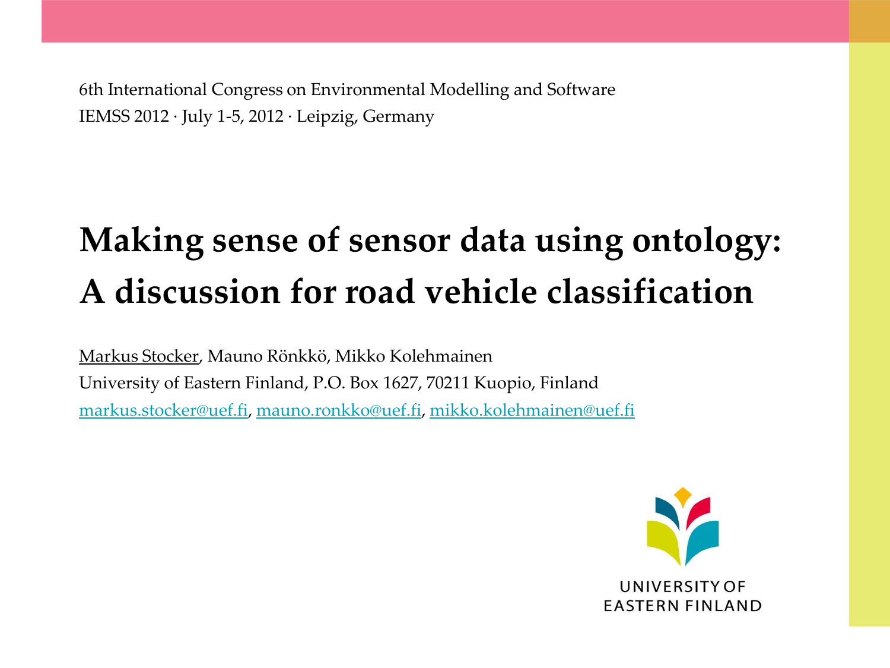6th International Congress on Environmental Modelling and Software
IEMSS 2012 · July 1-5, 2012 · Leipzig, Germany

# Making sense of sensor data using ontology: A discussion for road vehicle classification

Markus Stocker, Mauno Rönkkö, Mikko Kolehmainen
University of Eastern Finland, P.O. Box 1627, 70211 Kuopio, Finland
markus.stocker@uef.fi, mauno.ronkko@uef.fi, mikko.kolehmainen@uef.fi

UNIVERSITY OF EASTERN FINLAND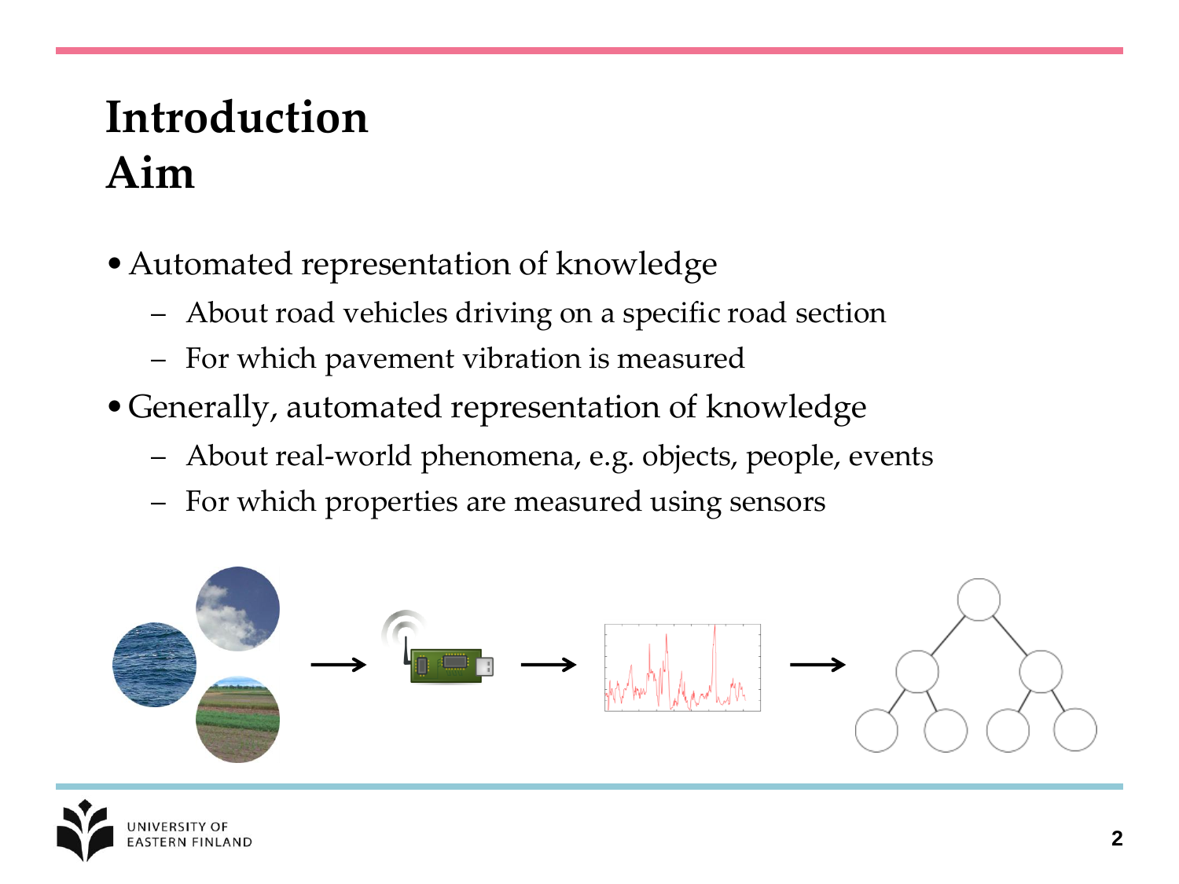# Introduction
# Aim

- Automated representation of knowledge
  - About road vehicles driving on a specific road section
  - For which pavement vibration is measured
- Generally, automated representation of knowledge
  - About real-world phenomena, e.g. objects, people, events
  - For which properties are measured using sensors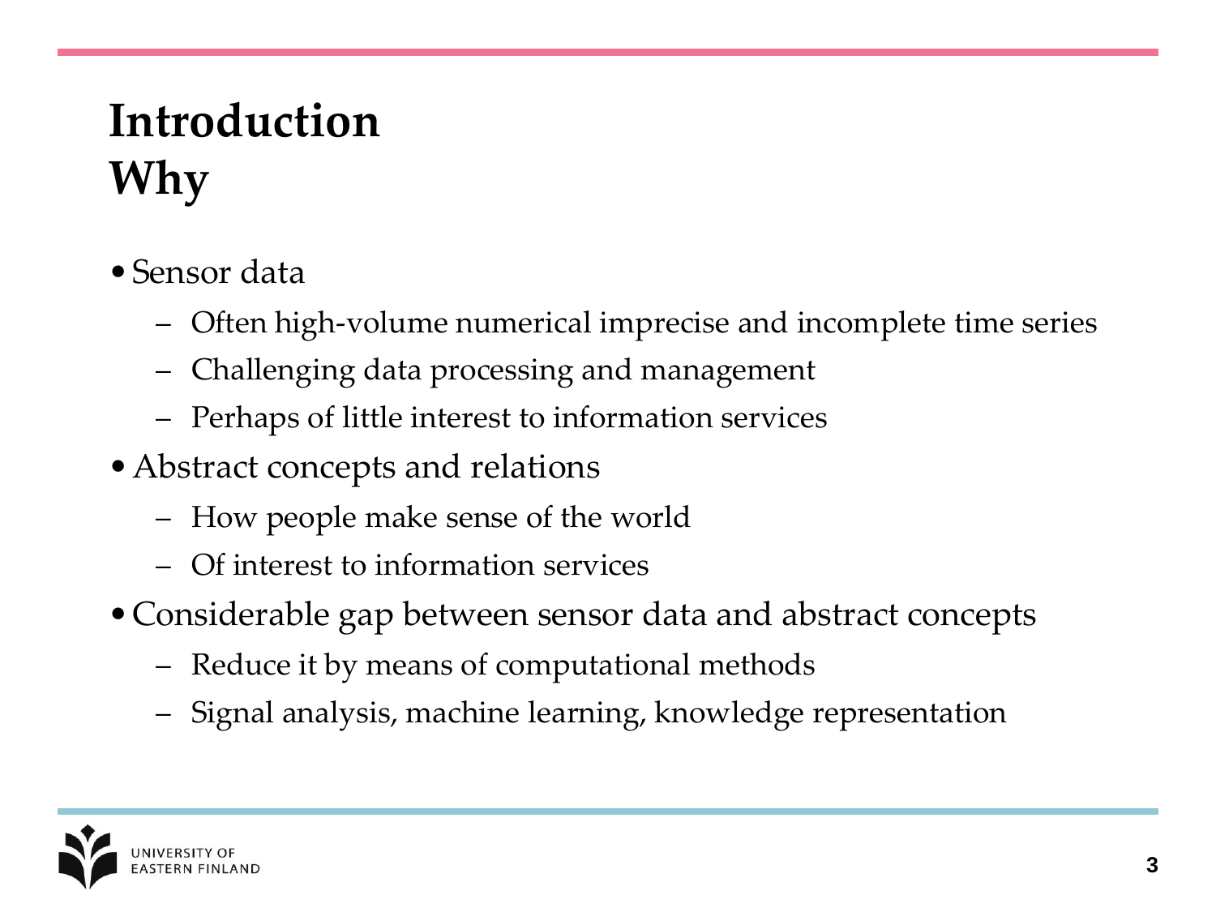# Introduction
## Why

- Sensor data
  - Often high-volume numerical imprecise and incomplete time series
  - Challenging data processing and management
  - Perhaps of little interest to information services
- Abstract concepts and relations
  - How people make sense of the world
  - Of interest to information services
- Considerable gap between sensor data and abstract concepts
  - Reduce it by means of computational methods
  - Signal analysis, machine learning, knowledge representation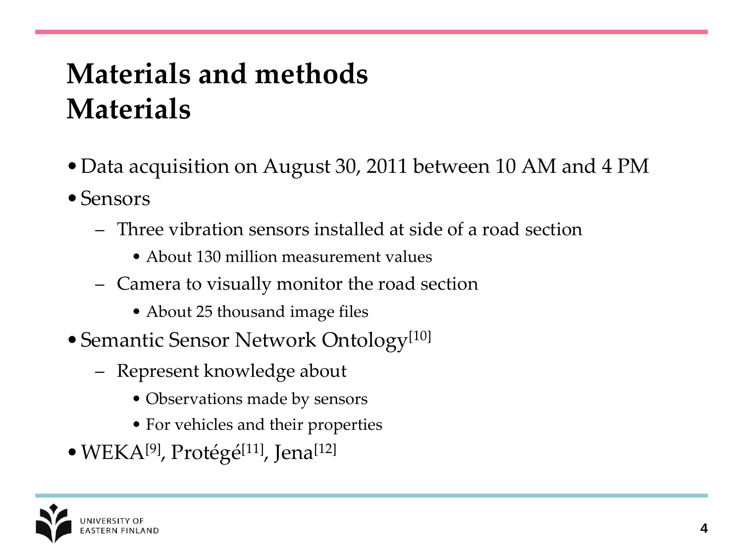# Materials and methods
# Materials

- Data acquisition on August 30, 2011 between 10 AM and 4 PM
- Sensors
  - Three vibration sensors installed at side of a road section
    - About 130 million measurement values
  - Camera to visually monitor the road section
    - About 25 thousand image files
- Semantic Sensor Network Ontology[10]
  - Represent knowledge about
    - Observations made by sensors
    - For vehicles and their properties
- WEKA[9], Protégé[11], Jena[12]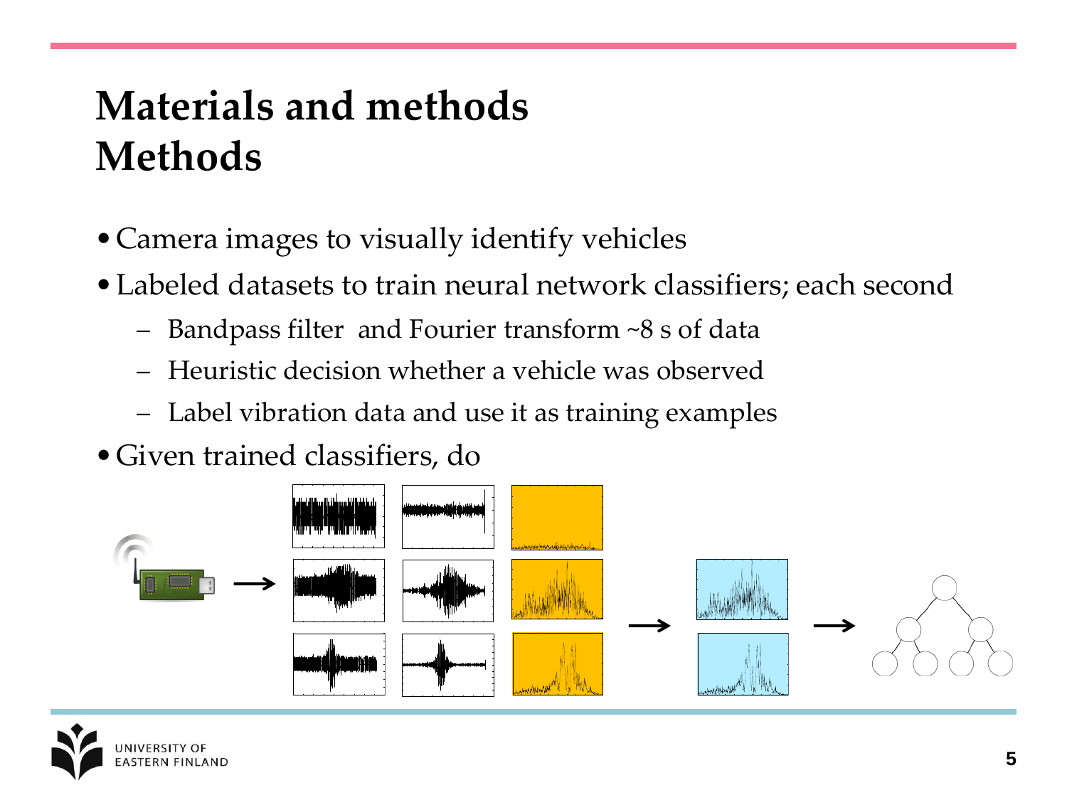# Materials and methods
# Methods

- Camera images to visually identify vehicles
- Labeled datasets to train neural network classifiers; each second
  - Bandpass filter and Fourier transform ~8 s of data
  - Heuristic decision whether a vehicle was observed
  - Label vibration data and use it as training examples
- Given trained classifiers, do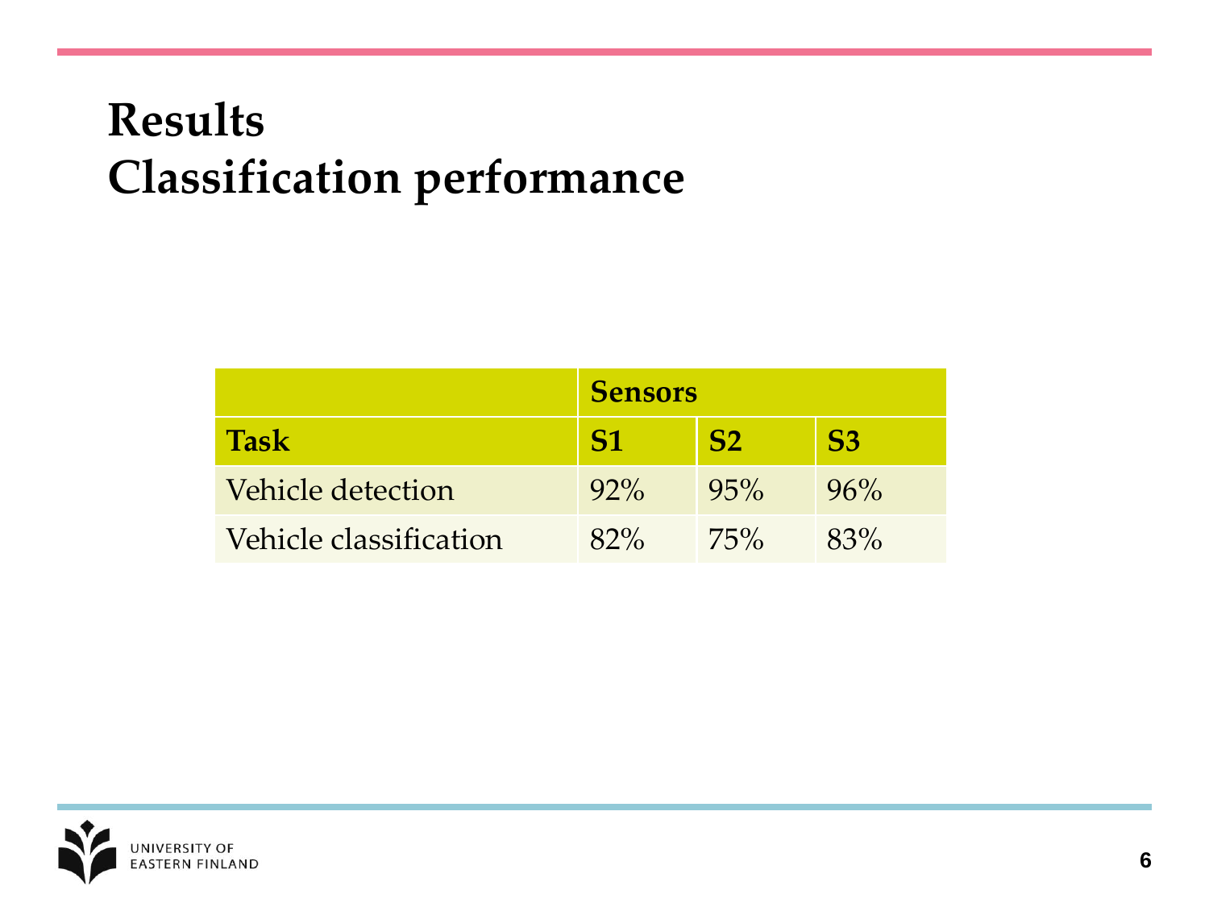# Results
# Classification performance

| | Sensors | | |
|---|---|---|---|
| **Task** | **S1** | **S2** | **S3** |
| Vehicle detection | 92% | 95% | 96% |
| Vehicle classification | 82% | 75% | 83% |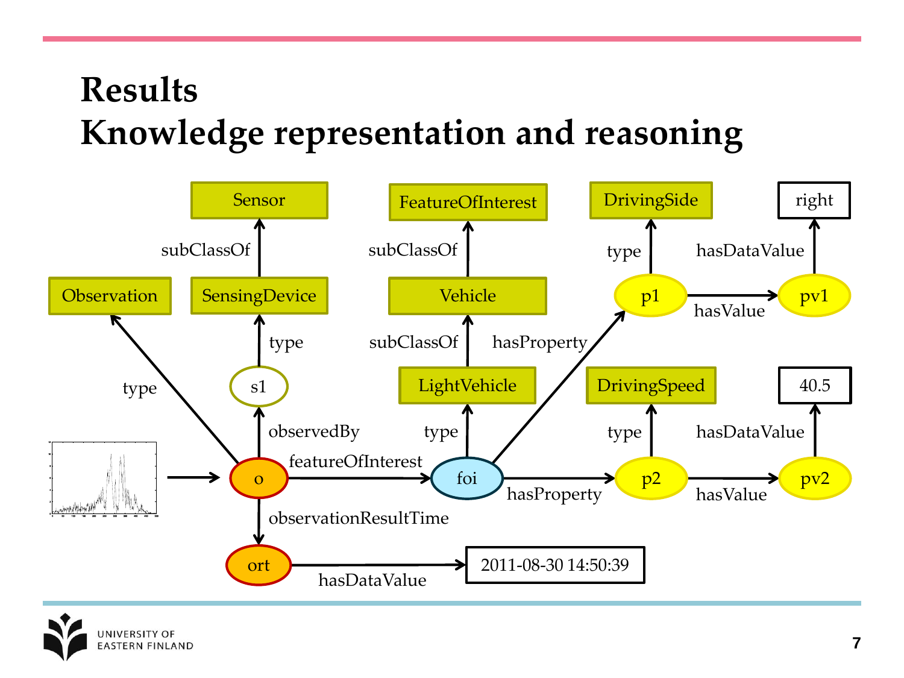# Results
# Knowledge representation and reasoning

Sensor

FeatureOfInterest

DrivingSide

right

subClassOf

subClassOf

type

hasDataValue

Observation

SensingDevice

Vehicle

p1

hasValue

pv1

type

subClassOf

hasProperty

type

s1

LightVehicle

DrivingSpeed

40.5

observedBy

type

type

hasDataValue

featureOfInterest

o

foi

p2

pv2

hasProperty

hasValue

observationResultTime

ort

hasDataValue

2011-08-30 14:50:39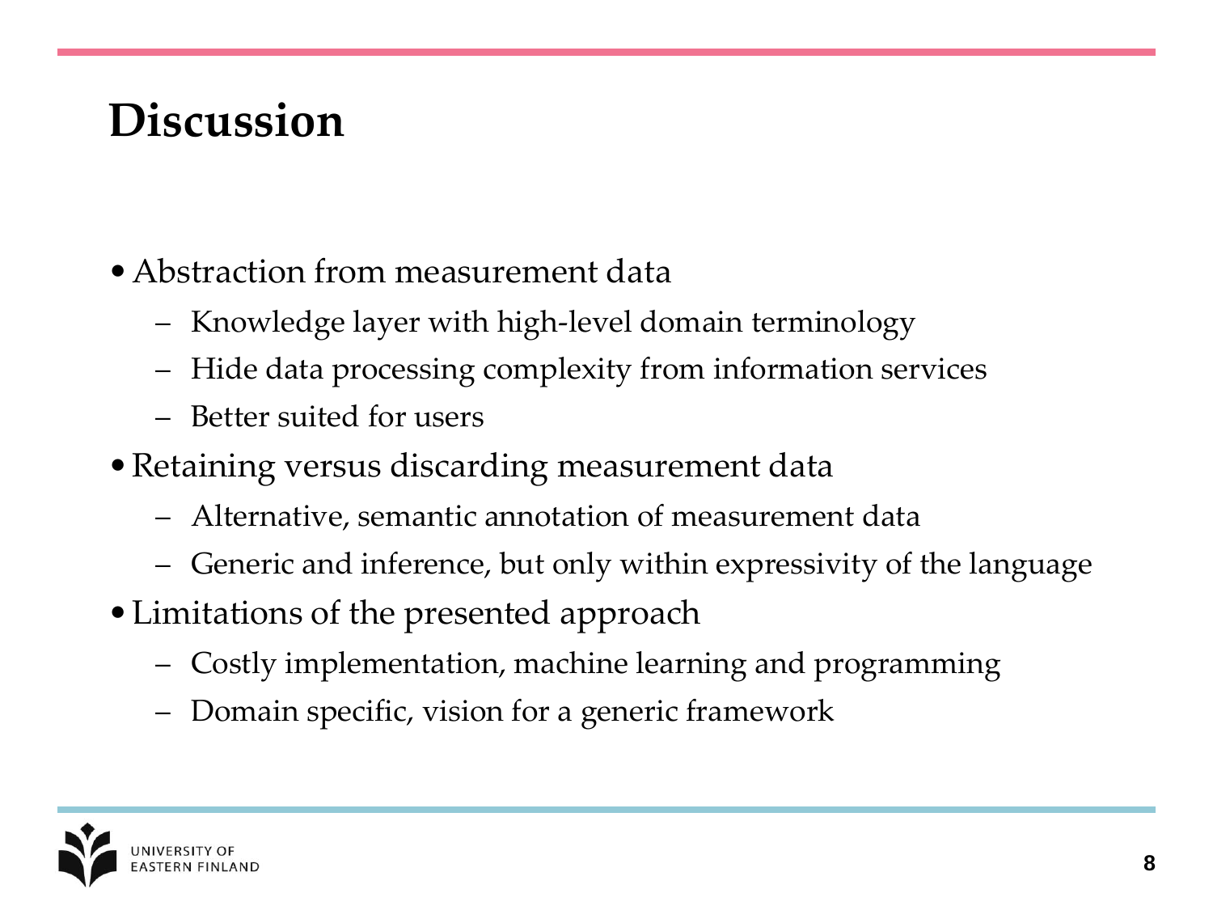# Discussion

- Abstraction from measurement data
  - Knowledge layer with high-level domain terminology
  - Hide data processing complexity from information services
  - Better suited for users
- Retaining versus discarding measurement data
  - Alternative, semantic annotation of measurement data
  - Generic and inference, but only within expressivity of the language
- Limitations of the presented approach
  - Costly implementation, machine learning and programming
  - Domain specific, vision for a generic framework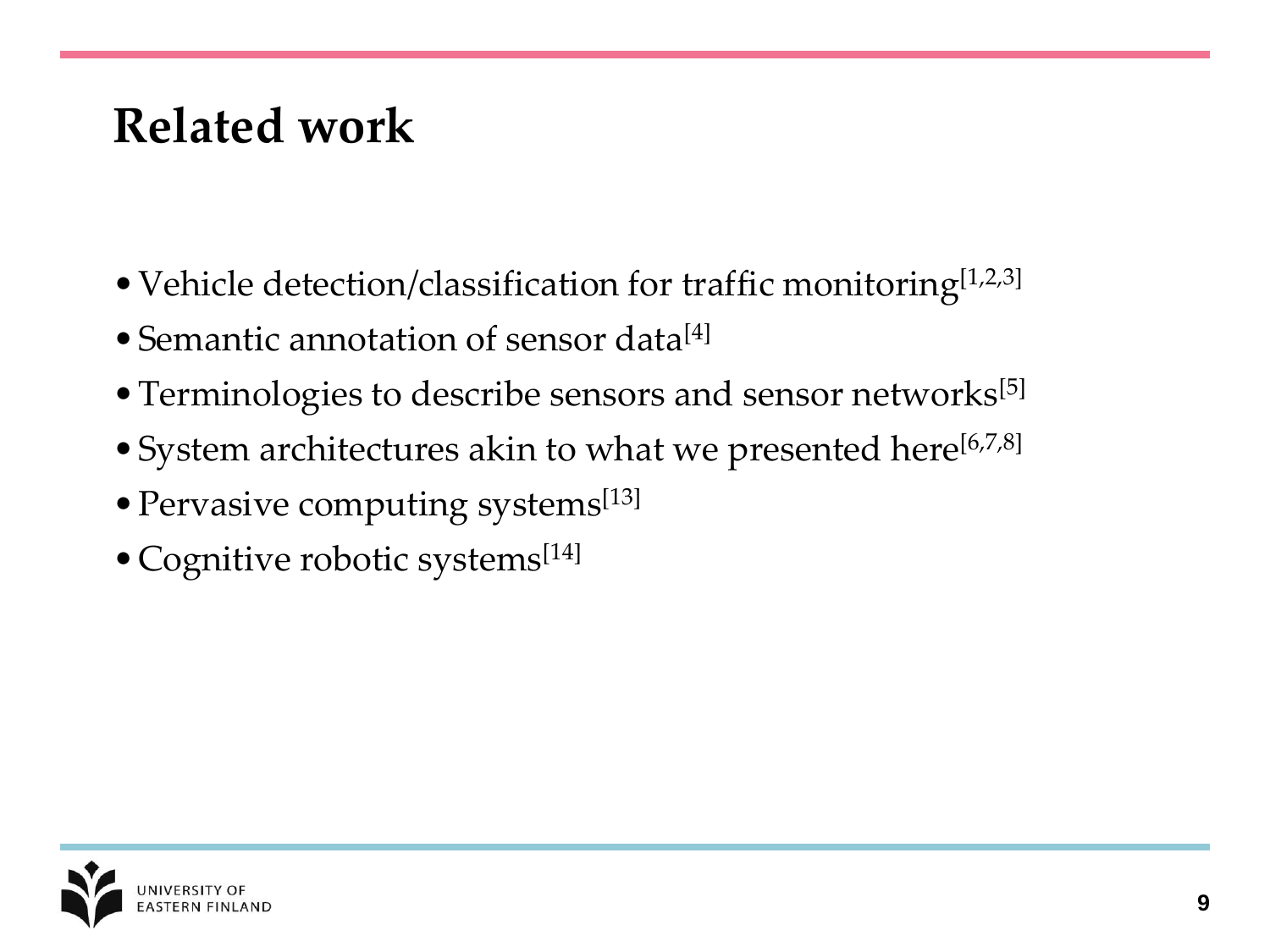# Related work

- Vehicle detection/classification for traffic monitoring[1,2,3]
- Semantic annotation of sensor data[4]
- Terminologies to describe sensors and sensor networks[5]
- System architectures akin to what we presented here[6,7,8]
- Pervasive computing systems[13]
- Cognitive robotic systems[14]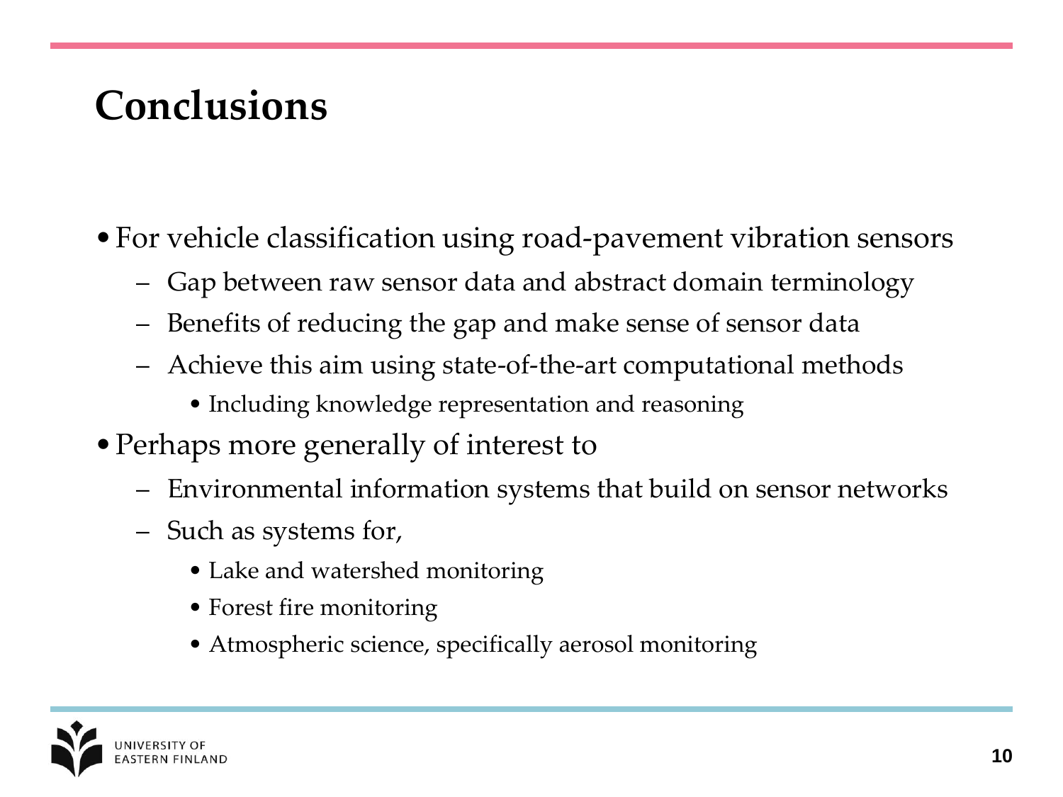# Conclusions

- For vehicle classification using road-pavement vibration sensors
  - Gap between raw sensor data and abstract domain terminology
  - Benefits of reducing the gap and make sense of sensor data
  - Achieve this aim using state-of-the-art computational methods
    - Including knowledge representation and reasoning
- Perhaps more generally of interest to
  - Environmental information systems that build on sensor networks
  - Such as systems for,
    - Lake and watershed monitoring
    - Forest fire monitoring
    - Atmospheric science, specifically aerosol monitoring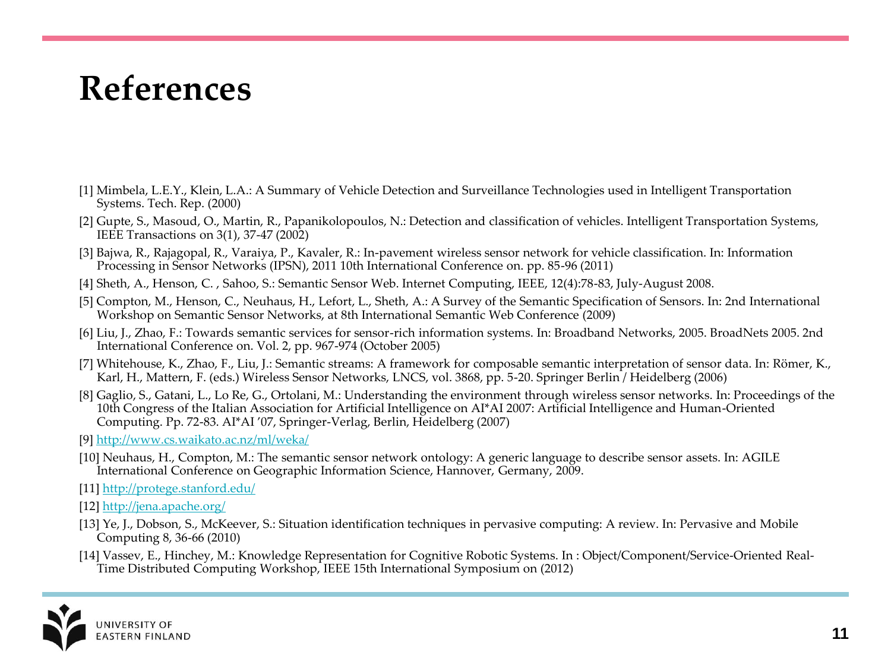# References

[1] Mimbela, L.E.Y., Klein, L.A.: A Summary of Vehicle Detection and Surveillance Technologies used in Intelligent Transportation Systems. Tech. Rep. (2000)

[2] Gupte, S., Masoud, O., Martin, R., Papanikolopoulos, N.: Detection and classification of vehicles. Intelligent Transportation Systems, IEEE Transactions on 3(1), 37-47 (2002)

[3] Bajwa, R., Rajagopal, R., Varaiya, P., Kavaler, R.: In-pavement wireless sensor network for vehicle classification. In: Information Processing in Sensor Networks (IPSN), 2011 10th International Conference on. pp. 85-96 (2011)

[4] Sheth, A., Henson, C. , Sahoo, S.: Semantic Sensor Web. Internet Computing, IEEE, 12(4):78-83, July-August 2008.

[5] Compton, M., Henson, C., Neuhaus, H., Lefort, L., Sheth, A.: A Survey of the Semantic Specification of Sensors. In: 2nd International Workshop on Semantic Sensor Networks, at 8th International Semantic Web Conference (2009)

[6] Liu, J., Zhao, F.: Towards semantic services for sensor-rich information systems. In: Broadband Networks, 2005. BroadNets 2005. 2nd International Conference on. Vol. 2, pp. 967-974 (October 2005)

[7] Whitehouse, K., Zhao, F., Liu, J.: Semantic streams: A framework for composable semantic interpretation of sensor data. In: Römer, K., Karl, H., Mattern, F. (eds.) Wireless Sensor Networks, LNCS, vol. 3868, pp. 5-20. Springer Berlin / Heidelberg (2006)

[8] Gaglio, S., Gatani, L., Lo Re, G., Ortolani, M.: Understanding the environment through wireless sensor networks. In: Proceedings of the 10th Congress of the Italian Association for Artificial Intelligence on AI*AI 2007: Artificial Intelligence and Human-Oriented Computing. Pp. 72-83. AI*AI '07, Springer-Verlag, Berlin, Heidelberg (2007)

[9] http://www.cs.waikato.ac.nz/ml/weka/

[10] Neuhaus, H., Compton, M.: The semantic sensor network ontology: A generic language to describe sensor assets. In: AGILE International Conference on Geographic Information Science, Hannover, Germany, 2009.

[11] http://protege.stanford.edu/

[12] http://jena.apache.org/

[13] Ye, J., Dobson, S., McKeever, S.: Situation identification techniques in pervasive computing: A review. In: Pervasive and Mobile Computing 8, 36-66 (2010)

[14] Vassev, E., Hinchey, M.: Knowledge Representation for Cognitive Robotic Systems. In : Object/Component/Service-Oriented Real-Time Distributed Computing Workshop, IEEE 15th International Symposium on (2012)

UNIVERSITY OF
EASTERN FINLAND